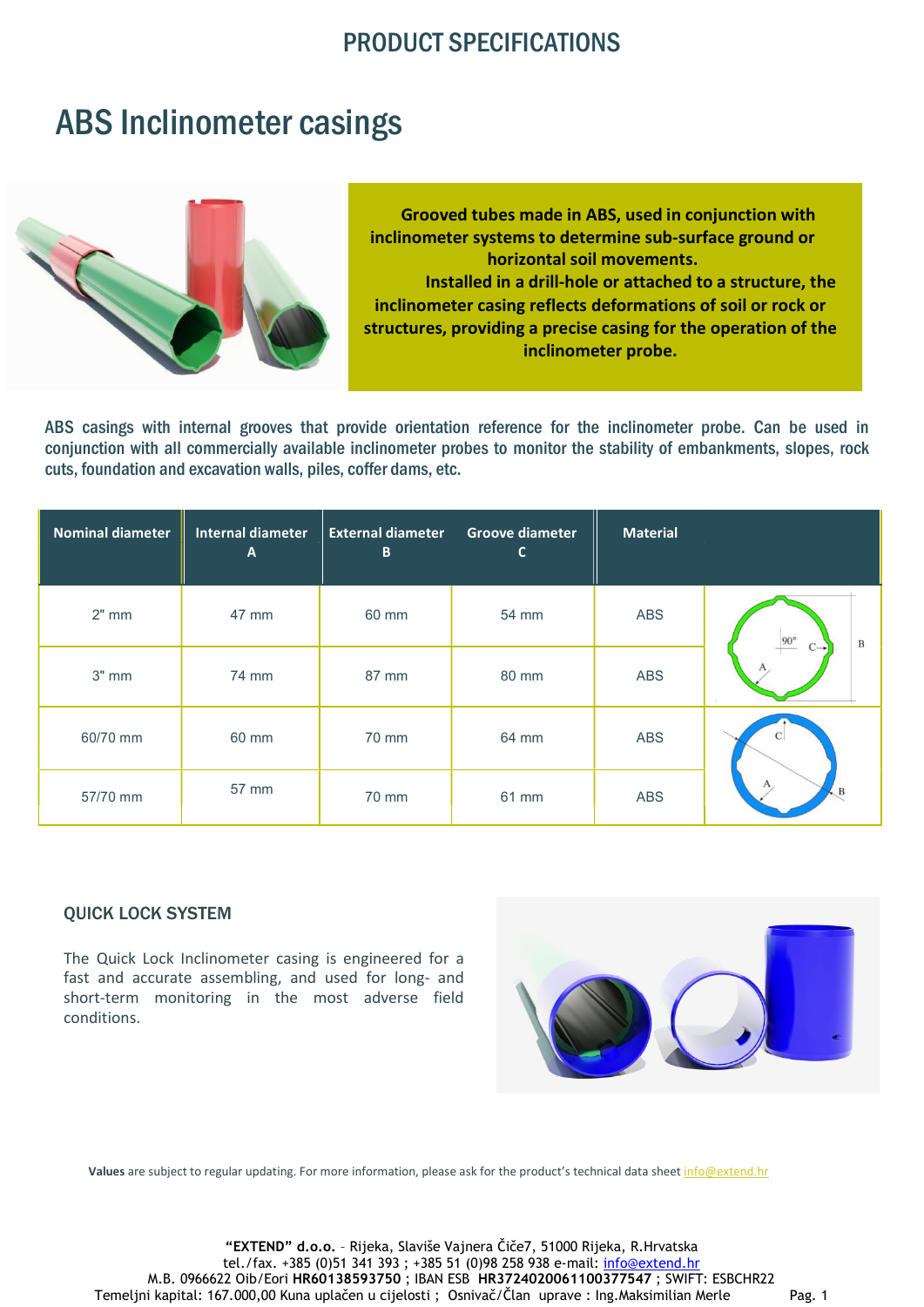# PRODUCT SPECIFICATIONS

## ABS Inclinometer casings

**Grooved tubes made in ABS, used in conjunction with inclinometer systems to determine sub-surface ground or horizontal soil movements.**

**Installed in a drill-hole or attached to a structure, the inclinometer casing reflects deformations of soil or rock or structures, providing a precise casing for the operation of the inclinometer probe.**

ABS casings with internal grooves that provide orientation reference for the inclinometer probe. Can be used in conjunction with all commercially available inclinometer probes to monitor the stability of embankments, slopes, rock cuts, foundation and excavation walls, piles, coffer dams, etc.

| Nominal diameter | Internal diameter A | External diameter B | Groove diameter C | Material |
|---|---|---|---|---|
| 2" mm | 47 mm | 60 mm | 54 mm | ABS |
| 3" mm | 74 mm | 87 mm | 80 mm | ABS |
| 60/70 mm | 60 mm | 70 mm | 64 mm | ABS |
| 57/70 mm | 57 mm | 70 mm | 61 mm | ABS |

### QUICK LOCK SYSTEM

The Quick Lock Inclinometer casing is engineered for a fast and accurate assembling, and used for long- and short-term monitoring in the most adverse field conditions.

**Values** are subject to regular updating. For more information, please ask for the product's technical data sheet info@extend.hr

**"EXTEND" d.o.o.** – Rijeka, Slaviše Vajnera Čiče7, 51000 Rijeka, R.Hrvatska
tel./fax. +385 (0)51 341 393 ; +385 51 (0)98 258 938 e-mail: info@extend.hr
M.B. 0966622 Oib/Eori **HR60138593750** ; IBAN ESB **HR3724020061100377547** ; SWIFT: ESBCHR22
Temeljni kapital: 167.000,00 Kuna uplačen u cijelosti ; Osnivač/Član uprave : Ing.Maksimilian Merle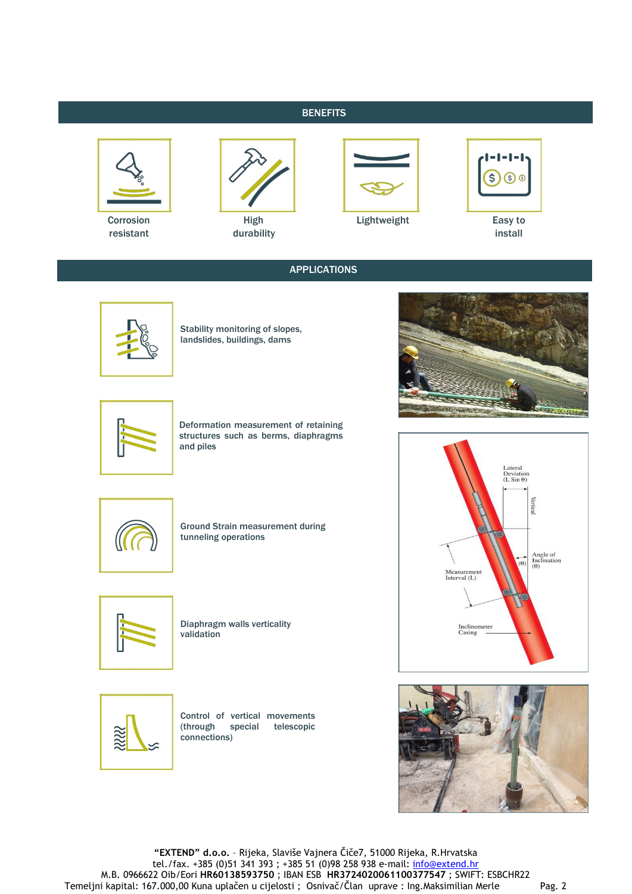## BENEFITS

Corrosion resistant

High durability

Lightweight

Easy to install

## APPLICATIONS

Stability monitoring of slopes, landslides, buildings, dams

Deformation measurement of retaining structures such as berms, diaphragms and piles

Ground Strain measurement during tunneling operations

Diaphragm walls verticality validation

Control of vertical movements (through special telescopic connections)

Lateral Deviation (L Sin θ)

Vertical

Angle of Inclination (θ)

(θ)

Measurement Interval (L)

Inclinometer Casing

**"EXTEND" d.o.o.** – Rijeka, Slaviše Vajnera Čiče7, 51000 Rijeka, R.Hrvatska
tel./fax. +385 (0)51 341 393 ; +385 51 (0)98 258 938 e-mail: info@extend.hr
M.B. 0966622 Oib/Eori **HR60138593750** ; IBAN ESB **HR3724020061100377547** ; SWIFT: ESBCHR22
Temeljni kapital: 167.000,00 Kuna uplačen u cijelosti ; Osnivač/Član uprave : Ing.Maksimilian Merle